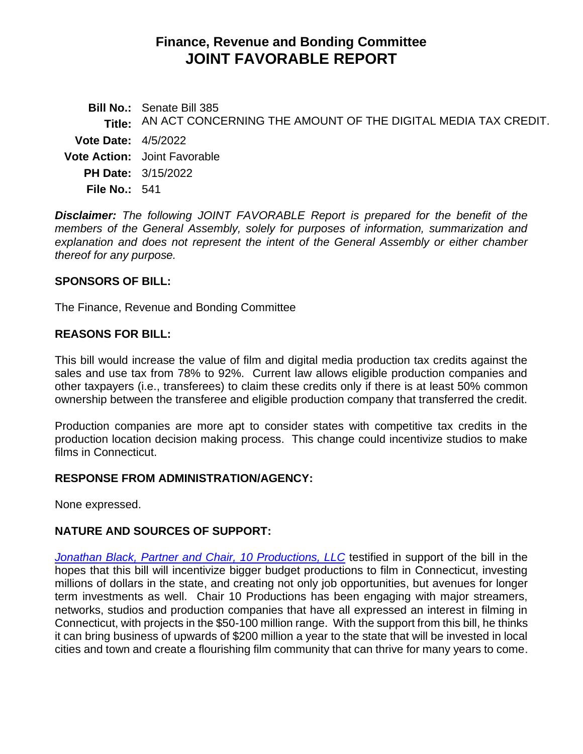# Finance, Revenue and Bonding Committee
# JOINT FAVORABLE REPORT

**Bill No.:** Senate Bill 385
**Title:** AN ACT CONCERNING THE AMOUNT OF THE DIGITAL MEDIA TAX CREDIT.
**Vote Date:** 4/5/2022
**Vote Action:** Joint Favorable
**PH Date:** 3/15/2022
**File No.:** 541

***Disclaimer:*** *The following JOINT FAVORABLE Report is prepared for the benefit of the members of the General Assembly, solely for purposes of information, summarization and explanation and does not represent the intent of the General Assembly or either chamber thereof for any purpose.*

## SPONSORS OF BILL:

The Finance, Revenue and Bonding Committee

## REASONS FOR BILL:

This bill would increase the value of film and digital media production tax credits against the sales and use tax from 78% to 92%. Current law allows eligible production companies and other taxpayers (i.e., transferees) to claim these credits only if there is at least 50% common ownership between the transferee and eligible production company that transferred the credit.

Production companies are more apt to consider states with competitive tax credits in the production location decision making process. This change could incentivize studios to make films in Connecticut.

## RESPONSE FROM ADMINISTRATION/AGENCY:

None expressed.

## NATURE AND SOURCES OF SUPPORT:

*Jonathan Black, Partner and Chair, 10 Productions, LLC* testified in support of the bill in the hopes that this bill will incentivize bigger budget productions to film in Connecticut, investing millions of dollars in the state, and creating not only job opportunities, but avenues for longer term investments as well. Chair 10 Productions has been engaging with major streamers, networks, studios and production companies that have all expressed an interest in filming in Connecticut, with projects in the $50-100 million range. With the support from this bill, he thinks it can bring business of upwards of $200 million a year to the state that will be invested in local cities and town and create a flourishing film community that can thrive for many years to come.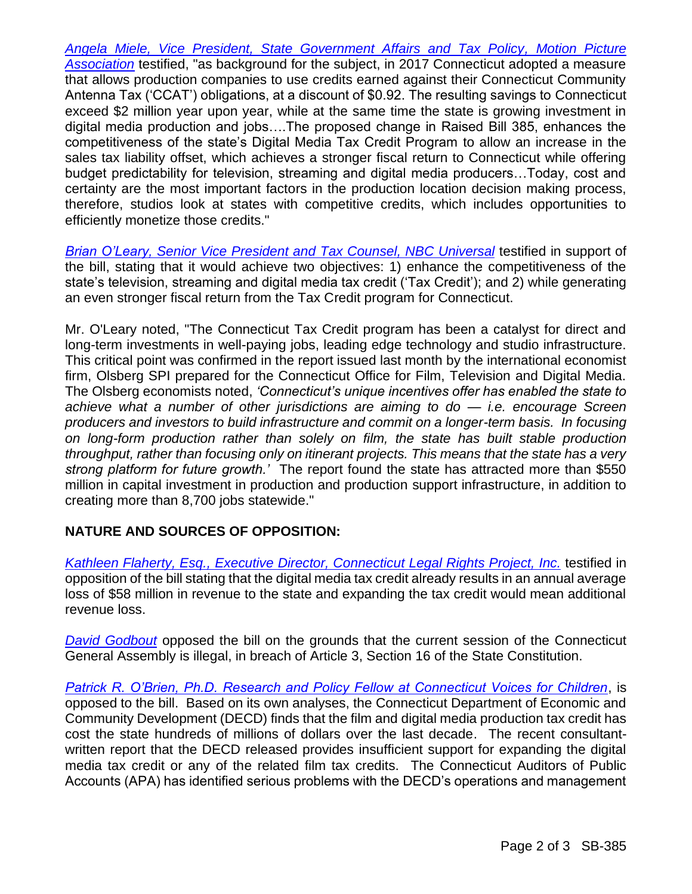*Angela Miele, Vice President, State Government Affairs and Tax Policy, Motion Picture Association* testified, "as background for the subject, in 2017 Connecticut adopted a measure that allows production companies to use credits earned against their Connecticut Community Antenna Tax ('CCAT') obligations, at a discount of $0.92. The resulting savings to Connecticut exceed $2 million year upon year, while at the same time the state is growing investment in digital media production and jobs….The proposed change in Raised Bill 385, enhances the competitiveness of the state's Digital Media Tax Credit Program to allow an increase in the sales tax liability offset, which achieves a stronger fiscal return to Connecticut while offering budget predictability for television, streaming and digital media producers…Today, cost and certainty are the most important factors in the production location decision making process, therefore, studios look at states with competitive credits, which includes opportunities to efficiently monetize those credits."

*Brian O'Leary, Senior Vice President and Tax Counsel, NBC Universal* testified in support of the bill, stating that it would achieve two objectives: 1) enhance the competitiveness of the state's television, streaming and digital media tax credit ('Tax Credit'); and 2) while generating an even stronger fiscal return from the Tax Credit program for Connecticut.

Mr. O'Leary noted, "The Connecticut Tax Credit program has been a catalyst for direct and long-term investments in well-paying jobs, leading edge technology and studio infrastructure. This critical point was confirmed in the report issued last month by the international economist firm, Olsberg SPI prepared for the Connecticut Office for Film, Television and Digital Media. The Olsberg economists noted, *'Connecticut's unique incentives offer has enabled the state to achieve what a number of other jurisdictions are aiming to do — i.e. encourage Screen producers and investors to build infrastructure and commit on a longer-term basis. In focusing on long-form production rather than solely on film, the state has built stable production throughput, rather than focusing only on itinerant projects. This means that the state has a very strong platform for future growth.'* The report found the state has attracted more than $550 million in capital investment in production and production support infrastructure, in addition to creating more than 8,700 jobs statewide."

**NATURE AND SOURCES OF OPPOSITION:**

*Kathleen Flaherty, Esq., Executive Director, Connecticut Legal Rights Project, Inc.* testified in opposition of the bill stating that the digital media tax credit already results in an annual average loss of $58 million in revenue to the state and expanding the tax credit would mean additional revenue loss.

*David Godbout* opposed the bill on the grounds that the current session of the Connecticut General Assembly is illegal, in breach of Article 3, Section 16 of the State Constitution.

*Patrick R. O'Brien, Ph.D. Research and Policy Fellow at Connecticut Voices for Children*, is opposed to the bill. Based on its own analyses, the Connecticut Department of Economic and Community Development (DECD) finds that the film and digital media production tax credit has cost the state hundreds of millions of dollars over the last decade. The recent consultant-written report that the DECD released provides insufficient support for expanding the digital media tax credit or any of the related film tax credits. The Connecticut Auditors of Public Accounts (APA) has identified serious problems with the DECD's operations and management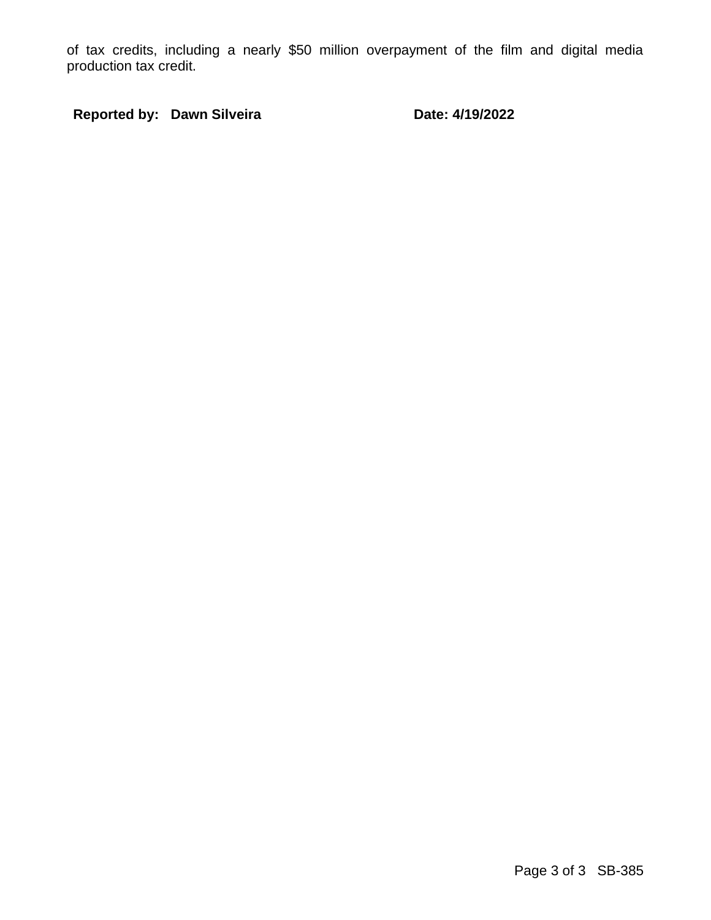of tax credits, including a nearly $50 million overpayment of the film and digital media production tax credit.

**Reported by: Dawn Silveira** **Date: 4/19/2022**